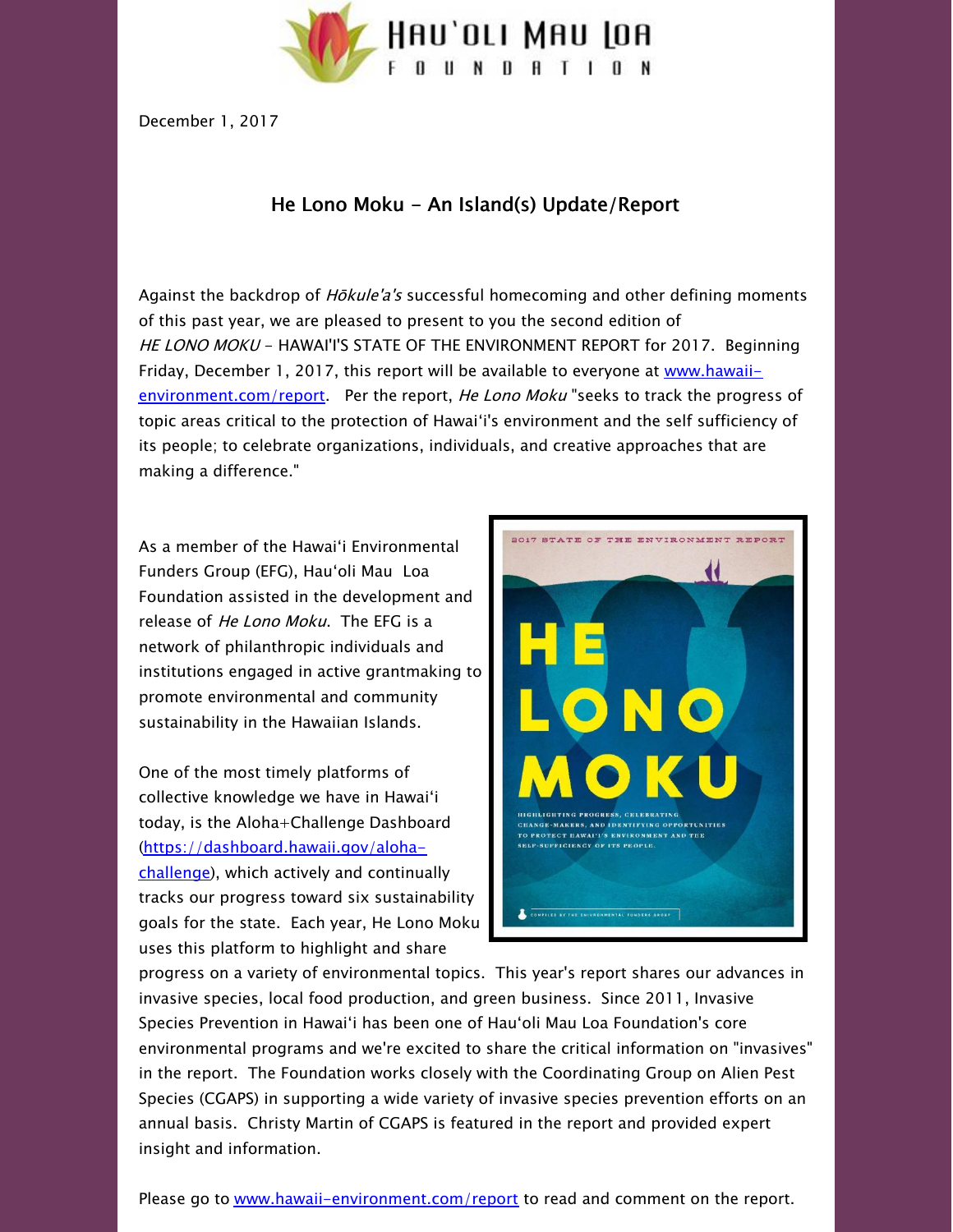Hau'oli Mau Loa Foundation

December 1, 2017

## He Lono Moku - An Island(s) Update/Report

Against the backdrop of *Hōkule'a's* successful homecoming and other defining moments of this past year, we are pleased to present to you the second edition of *HE LONO MOKU* - HAWAI'I'S STATE OF THE ENVIRONMENT REPORT for 2017. Beginning Friday, December 1, 2017, this report will be available to everyone at [www.hawaii-environment.com/report](www.hawaii-environment.com/report). Per the report, *He Lono Moku* "seeks to track the progress of topic areas critical to the protection of Hawai'i's environment and the self sufficiency of its people; to celebrate organizations, individuals, and creative approaches that are making a difference."

As a member of the Hawai'i Environmental Funders Group (EFG), Hau'oli Mau Loa Foundation assisted in the development and release of *He Lono Moku*. The EFG is a network of philanthropic individuals and institutions engaged in active grantmaking to promote environmental and community sustainability in the Hawaiian Islands.

One of the most timely platforms of collective knowledge we have in Hawai'i today, is the Aloha+Challenge Dashboard ([https://dashboard.hawaii.gov/aloha-challenge](https://dashboard.hawaii.gov/aloha-challenge)), which actively and continually tracks our progress toward six sustainability goals for the state. Each year, He Lono Moku uses this platform to highlight and share progress on a variety of environmental topics. This year's report shares our advances in invasive species, local food production, and green business. Since 2011, Invasive Species Prevention in Hawai'i has been one of Hau'oli Mau Loa Foundation's core environmental programs and we're excited to share the critical information on "invasives" in the report. The Foundation works closely with the Coordinating Group on Alien Pest Species (CGAPS) in supporting a wide variety of invasive species prevention efforts on an annual basis. Christy Martin of CGAPS is featured in the report and provided expert insight and information.

2017 STATE OF THE ENVIRONMENT REPORT

HE LONO MOKU

HIGHLIGHTING PROGRESS, CELEBRATING CHANGE-MAKERS, AND IDENTIFYING OPPORTUNITIES TO PROTECT HAWAI'I'S ENVIRONMENT AND THE SELF-SUFFICIENCY OF ITS PEOPLE.

COMPILED BY THE ENVIRONMENTAL FUNDERS GROUP

Please go to [www.hawaii-environment.com/report](www.hawaii-environment.com/report) to read and comment on the report.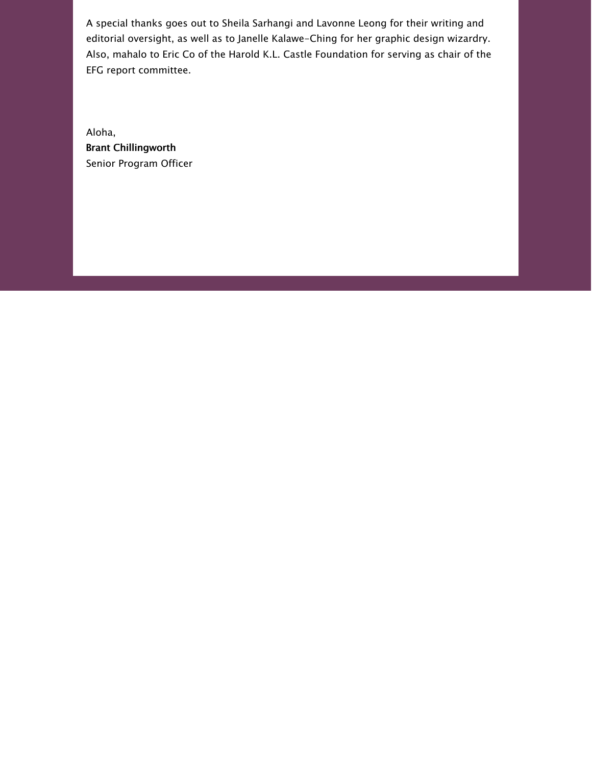A special thanks goes out to Sheila Sarhangi and Lavonne Leong for their writing and editorial oversight, as well as to Janelle Kalawe-Ching for her graphic design wizardry. Also, mahalo to Eric Co of the Harold K.L. Castle Foundation for serving as chair of the EFG report committee.

Aloha,
**Brant Chillingworth**
Senior Program Officer